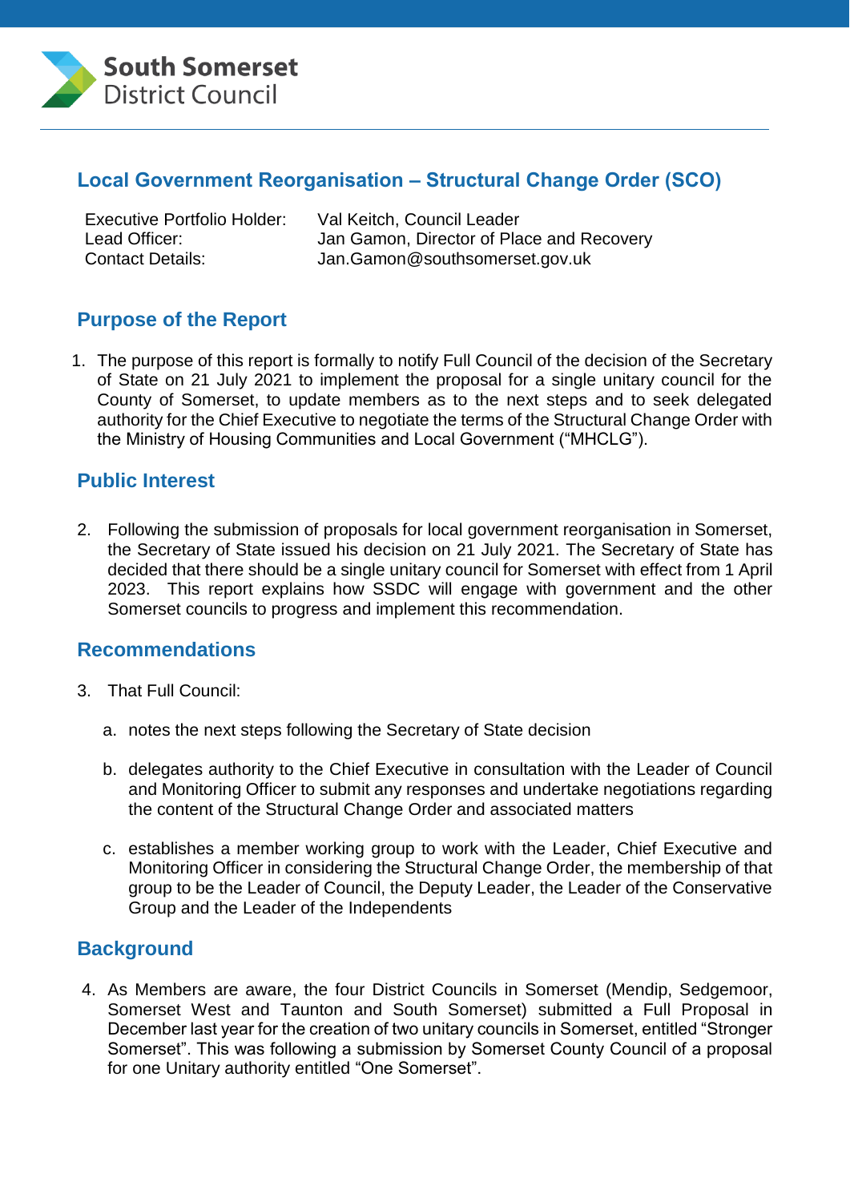South Somerset District Council

## Local Government Reorganisation – Structural Change Order (SCO)

Executive Portfolio Holder: Val Keitch, Council Leader
Lead Officer: Jan Gamon, Director of Place and Recovery
Contact Details: Jan.Gamon@southsomerset.gov.uk

## Purpose of the Report

1. The purpose of this report is formally to notify Full Council of the decision of the Secretary of State on 21 July 2021 to implement the proposal for a single unitary council for the County of Somerset, to update members as to the next steps and to seek delegated authority for the Chief Executive to negotiate the terms of the Structural Change Order with the Ministry of Housing Communities and Local Government ("MHCLG").

## Public Interest

2. Following the submission of proposals for local government reorganisation in Somerset, the Secretary of State issued his decision on 21 July 2021. The Secretary of State has decided that there should be a single unitary council for Somerset with effect from 1 April 2023. This report explains how SSDC will engage with government and the other Somerset councils to progress and implement this recommendation.

## Recommendations

3. That Full Council:

   a. notes the next steps following the Secretary of State decision

   b. delegates authority to the Chief Executive in consultation with the Leader of Council and Monitoring Officer to submit any responses and undertake negotiations regarding the content of the Structural Change Order and associated matters

   c. establishes a member working group to work with the Leader, Chief Executive and Monitoring Officer in considering the Structural Change Order, the membership of that group to be the Leader of Council, the Deputy Leader, the Leader of the Conservative Group and the Leader of the Independents

## Background

4. As Members are aware, the four District Councils in Somerset (Mendip, Sedgemoor, Somerset West and Taunton and South Somerset) submitted a Full Proposal in December last year for the creation of two unitary councils in Somerset, entitled "Stronger Somerset". This was following a submission by Somerset County Council of a proposal for one Unitary authority entitled "One Somerset".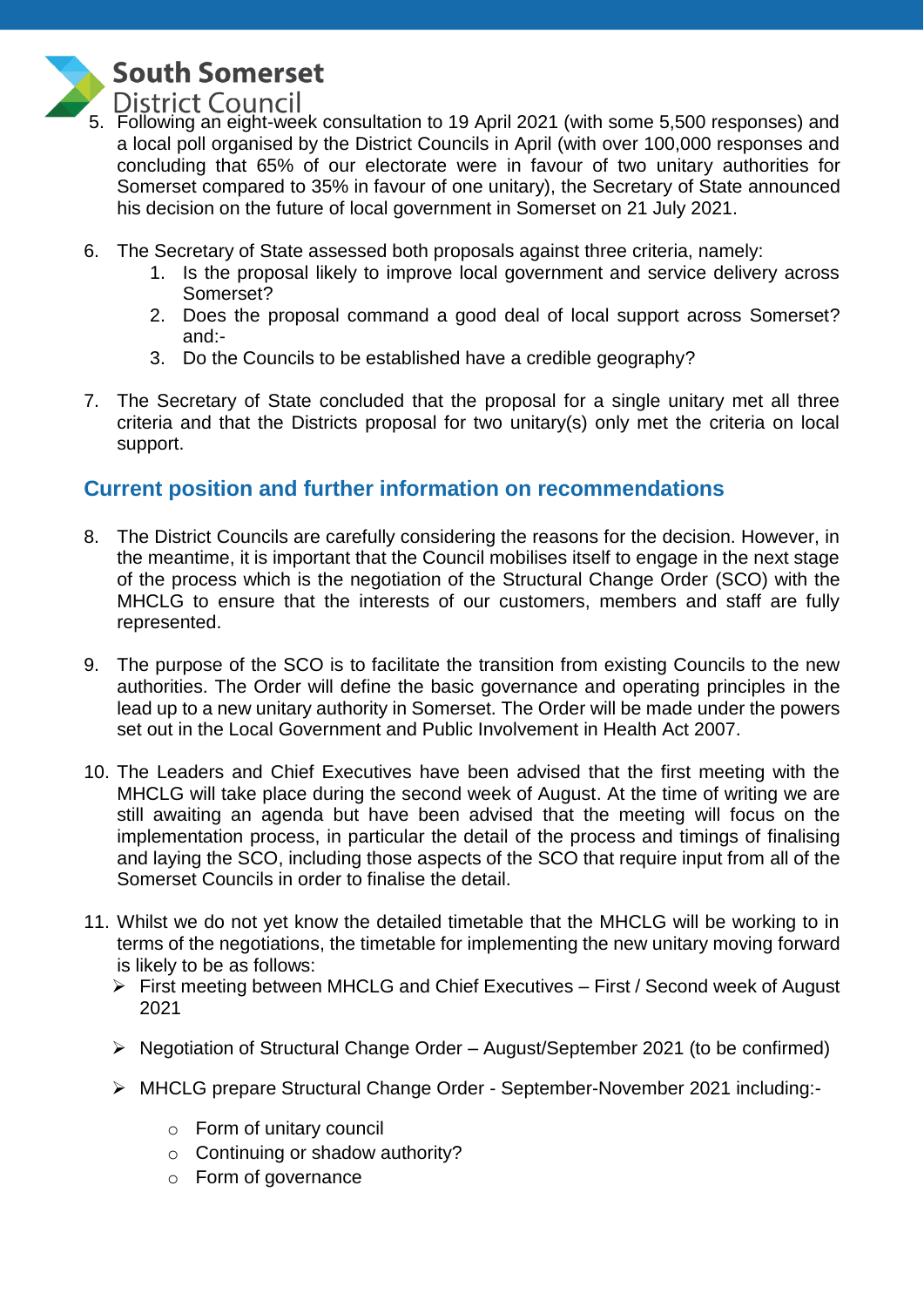5. Following an eight-week consultation to 19 April 2021 (with some 5,500 responses) and a local poll organised by the District Councils in April (with over 100,000 responses and concluding that 65% of our electorate were in favour of two unitary authorities for Somerset compared to 35% in favour of one unitary), the Secretary of State announced his decision on the future of local government in Somerset on 21 July 2021.

6. The Secretary of State assessed both proposals against three criteria, namely:
   1. Is the proposal likely to improve local government and service delivery across Somerset?
   2. Does the proposal command a good deal of local support across Somerset? and:-
   3. Do the Councils to be established have a credible geography?

7. The Secretary of State concluded that the proposal for a single unitary met all three criteria and that the Districts proposal for two unitary(s) only met the criteria on local support.

## Current position and further information on recommendations

8. The District Councils are carefully considering the reasons for the decision. However, in the meantime, it is important that the Council mobilises itself to engage in the next stage of the process which is the negotiation of the Structural Change Order (SCO) with the MHCLG to ensure that the interests of our customers, members and staff are fully represented.

9. The purpose of the SCO is to facilitate the transition from existing Councils to the new authorities. The Order will define the basic governance and operating principles in the lead up to a new unitary authority in Somerset. The Order will be made under the powers set out in the Local Government and Public Involvement in Health Act 2007.

10. The Leaders and Chief Executives have been advised that the first meeting with the MHCLG will take place during the second week of August. At the time of writing we are still awaiting an agenda but have been advised that the meeting will focus on the implementation process, in particular the detail of the process and timings of finalising and laying the SCO, including those aspects of the SCO that require input from all of the Somerset Councils in order to finalise the detail.

11. Whilst we do not yet know the detailed timetable that the MHCLG will be working to in terms of the negotiations, the timetable for implementing the new unitary moving forward is likely to be as follows:
    - First meeting between MHCLG and Chief Executives – First / Second week of August 2021
    - Negotiation of Structural Change Order – August/September 2021 (to be confirmed)
    - MHCLG prepare Structural Change Order - September-November 2021 including:-
      - Form of unitary council
      - Continuing or shadow authority?
      - Form of governance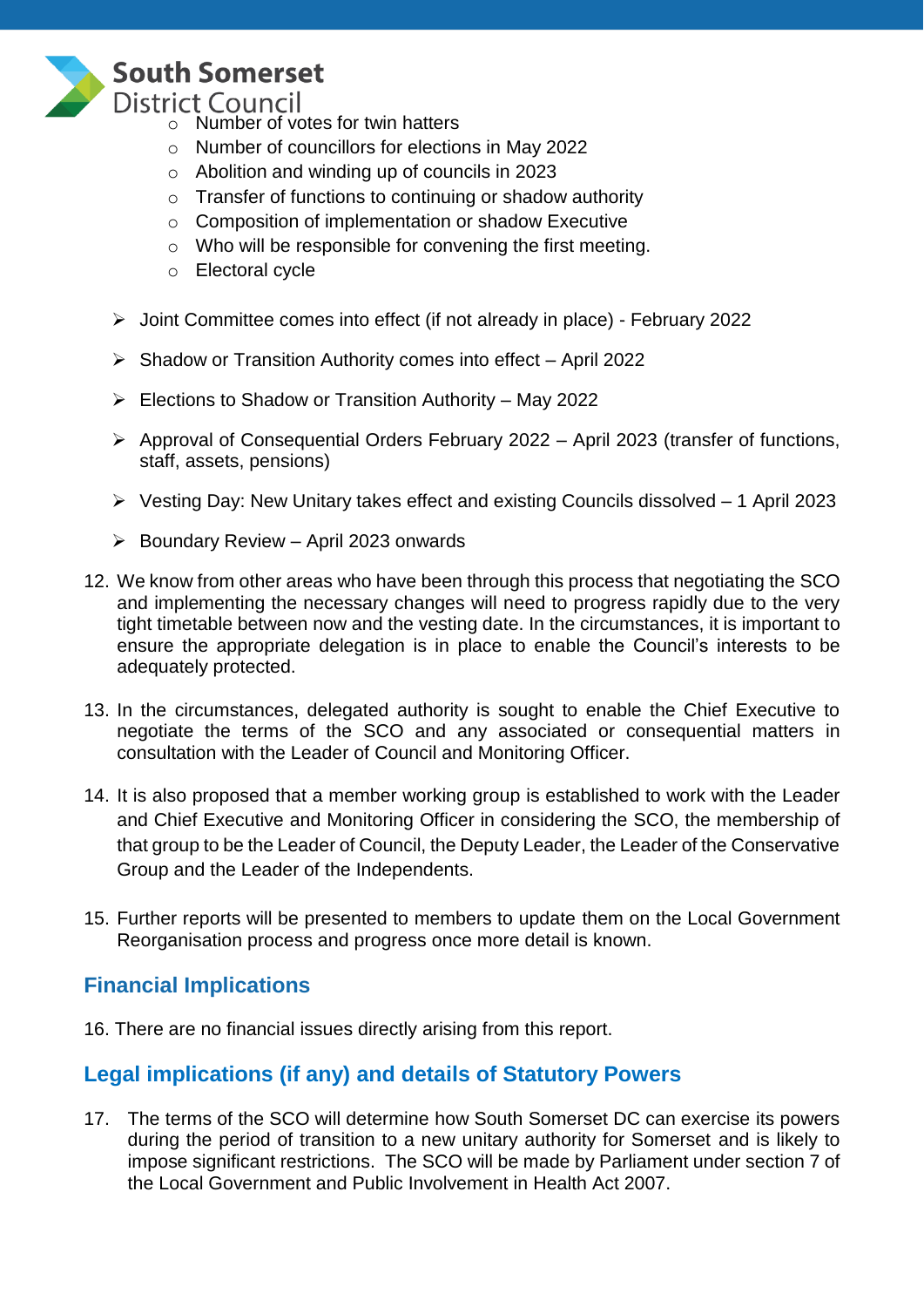- Number of votes for twin hatters
- Number of councillors for elections in May 2022
- Abolition and winding up of councils in 2023
- Transfer of functions to continuing or shadow authority
- Composition of implementation or shadow Executive
- Who will be responsible for convening the first meeting.
- Electoral cycle

➢ Joint Committee comes into effect (if not already in place) - February 2022

➢ Shadow or Transition Authority comes into effect – April 2022

➢ Elections to Shadow or Transition Authority – May 2022

➢ Approval of Consequential Orders February 2022 – April 2023 (transfer of functions, staff, assets, pensions)

➢ Vesting Day: New Unitary takes effect and existing Councils dissolved – 1 April 2023

➢ Boundary Review – April 2023 onwards

12. We know from other areas who have been through this process that negotiating the SCO and implementing the necessary changes will need to progress rapidly due to the very tight timetable between now and the vesting date. In the circumstances, it is important to ensure the appropriate delegation is in place to enable the Council's interests to be adequately protected.

13. In the circumstances, delegated authority is sought to enable the Chief Executive to negotiate the terms of the SCO and any associated or consequential matters in consultation with the Leader of Council and Monitoring Officer.

14. It is also proposed that a member working group is established to work with the Leader and Chief Executive and Monitoring Officer in considering the SCO, the membership of that group to be the Leader of Council, the Deputy Leader, the Leader of the Conservative Group and the Leader of the Independents.

15. Further reports will be presented to members to update them on the Local Government Reorganisation process and progress once more detail is known.

## Financial Implications

16. There are no financial issues directly arising from this report.

## Legal implications (if any) and details of Statutory Powers

17. The terms of the SCO will determine how South Somerset DC can exercise its powers during the period of transition to a new unitary authority for Somerset and is likely to impose significant restrictions. The SCO will be made by Parliament under section 7 of the Local Government and Public Involvement in Health Act 2007.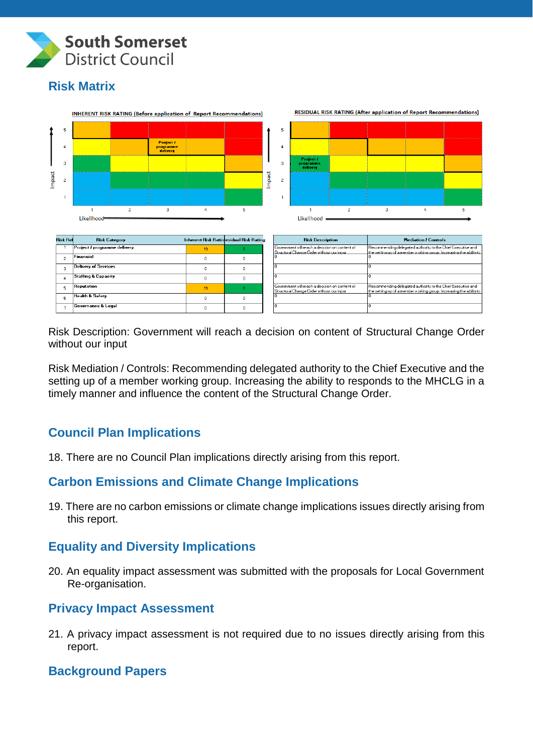## Risk Matrix

INHERENT RISK RATING (Before application of Report Recommendations)

RESIDUAL RISK RATING (After application of Report Recommendations)

| Risk Ref | Risk Category | Inherent Risk Rating | Residual Risk Rating | Risk Description | Mediation / Controls |
|---|---|---|---|---|---|
| 1 | Project / programme delivery | 19 | 8 | Government will reach a decision on content of Structural Change Order without our input | Recommending delegated authority to the Chief Executive and the setting up of a member working group. Increasing the ability to |
| 2 | Financial | 0 | 0 | 0 | 0 |
| 3 | Delivery of Services | 0 | 0 | 0 | 0 |
| 4 | Staffing & Capacity | 0 | 0 | 0 | 0 |
| 5 | Reputation | 19 | 8 | Government will reach a decision on content of Structural Change Order without our input | Recommending delegated authority to the Chief Executive and the setting up of a member working group. Increasing the ability to |
| 6 | Health & Safety | 0 | 0 | 0 | 0 |
| 7 | Governance & Legal | 0 | 0 | 0 | 0 |

Risk Description: Government will reach a decision on content of Structural Change Order without our input

Risk Mediation / Controls: Recommending delegated authority to the Chief Executive and the setting up of a member working group. Increasing the ability to responds to the MHCLG in a timely manner and influence the content of the Structural Change Order.

## Council Plan Implications

18. There are no Council Plan implications directly arising from this report.

## Carbon Emissions and Climate Change Implications

19. There are no carbon emissions or climate change implications issues directly arising from this report.

## Equality and Diversity Implications

20. An equality impact assessment was submitted with the proposals for Local Government Re-organisation.

## Privacy Impact Assessment

21. A privacy impact assessment is not required due to no issues directly arising from this report.

## Background Papers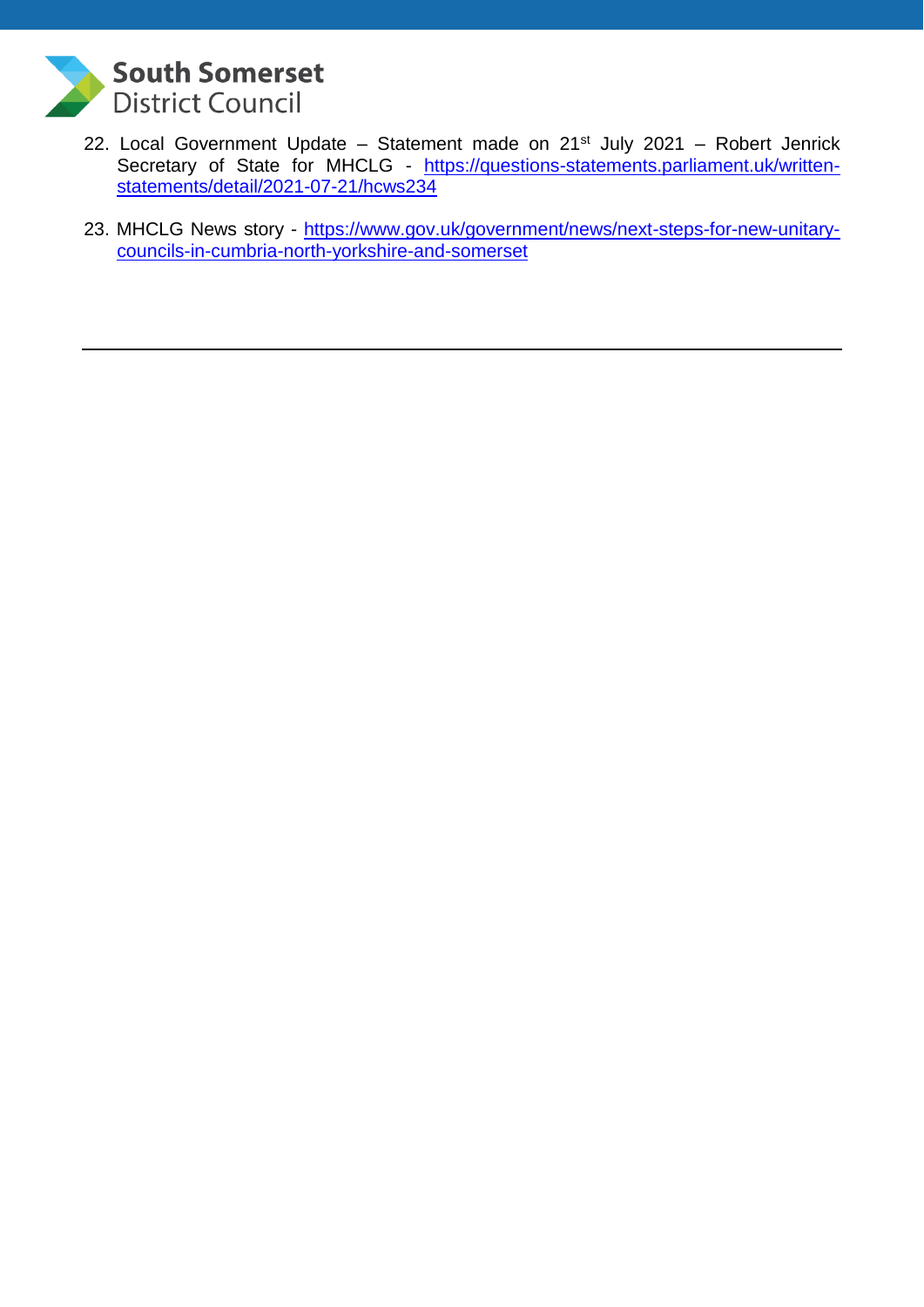22. Local Government Update – Statement made on 21st July 2021 – Robert Jenrick Secretary of State for MHCLG - [https://questions-statements.parliament.uk/written-statements/detail/2021-07-21/hcws234](https://questions-statements.parliament.uk/written-statements/detail/2021-07-21/hcws234)

23. MHCLG News story - [https://www.gov.uk/government/news/next-steps-for-new-unitary-councils-in-cumbria-north-yorkshire-and-somerset](https://www.gov.uk/government/news/next-steps-for-new-unitary-councils-in-cumbria-north-yorkshire-and-somerset)

---